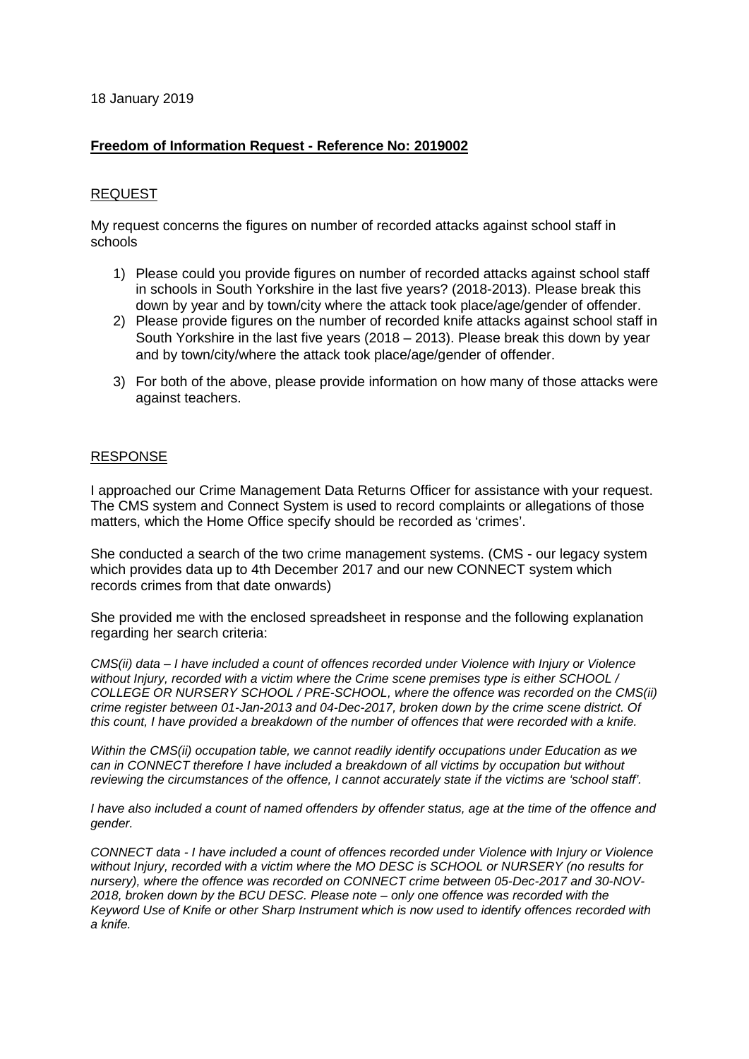18 January 2019

**Freedom of Information Request - Reference No: 2019002**

REQUEST

My request concerns the figures on number of recorded attacks against school staff in schools

1) Please could you provide figures on number of recorded attacks against school staff in schools in South Yorkshire in the last five years? (2018-2013). Please break this down by year and by town/city where the attack took place/age/gender of offender.
2) Please provide figures on the number of recorded knife attacks against school staff in South Yorkshire in the last five years (2018 – 2013). Please break this down by year and by town/city/where the attack took place /age/gender of offender.
3) For both of the above, please provide information on how many of those attacks were against teachers.

RESPONSE

I approached our Crime Management Data Returns Officer for assistance with your request. The CMS system and Connect System is used to record complaints or allegations of those matters, which the Home Office specify should be recorded as 'crimes'.

She conducted a search of the two crime management systems. (CMS - our legacy system which provides data up to 4th December 2017 and our new CONNECT system which records crimes from that date onwards)

She provided me with the enclosed spreadsheet in response and the following explanation regarding her search criteria:

*CMS(ii) data – I have included a count of offences recorded under Violence with Injury or Violence without Injury, recorded with a victim where the Crime scene premises type is either SCHOOL / COLLEGE OR NURSERY SCHOOL / PRE-SCHOOL, where the offence was recorded on the CMS(ii) crime register between 01-Jan-2013 and 04-Dec-2017, broken down by the crime scene district. Of this count, I have provided a breakdown of the number of offences that were recorded with a knife.*

*Within the CMS(ii) occupation table, we cannot readily identify occupations under Education as we can in CONNECT therefore I have included a breakdown of all victims by occupation but without reviewing the circumstances of the offence, I cannot accurately state if the victims are 'school staff'.*

*I have also included a count of named offenders by offender status, age at the time of the offence and gender.*

*CONNECT data - I have included a count of offences recorded under Violence with Injury or Violence without Injury, recorded with a victim where the MO DESC is SCHOOL or NURSERY (no results for nursery), where the offence was recorded on CONNECT crime between 05-Dec-2017 and 30-NOV-2018, broken down by the BCU DESC. Please note – only one offence was recorded with the Keyword Use of Knife or other Sharp Instrument which is now used to identify offences recorded with a knife.*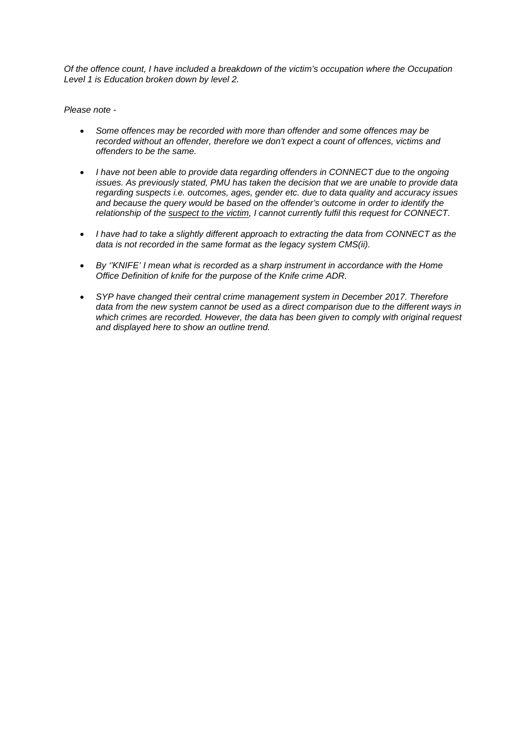*Of the offence count, I have included a breakdown of the victim's occupation where the Occupation Level 1 is Education broken down by level 2.*

*Please note -*

- *Some offences may be recorded with more than offender and some offences may be recorded without an offender, therefore we don't expect a count of offences, victims and offenders to be the same.*
- *I have not been able to provide data regarding offenders in CONNECT due to the ongoing issues. As previously stated, PMU has taken the decision that we are unable to provide data regarding suspects i.e. outcomes, ages, gender etc. due to data quality and accuracy issues and because the query would be based on the offender's outcome in order to identify the relationship of the suspect to the victim, I cannot currently fulfil this request for CONNECT.*
- *I have had to take a slightly different approach to extracting the data from CONNECT as the data is not recorded in the same format as the legacy system CMS(ii).*
- *By ''KNIFE' I mean what is recorded as a sharp instrument in accordance with the Home Office Definition of knife for the purpose of the Knife crime ADR.*
- *SYP have changed their central crime management system in December 2017. Therefore data from the new system cannot be used as a direct comparison due to the different ways in which crimes are recorded. However, the data has been given to comply with original request and displayed here to show an outline trend.*